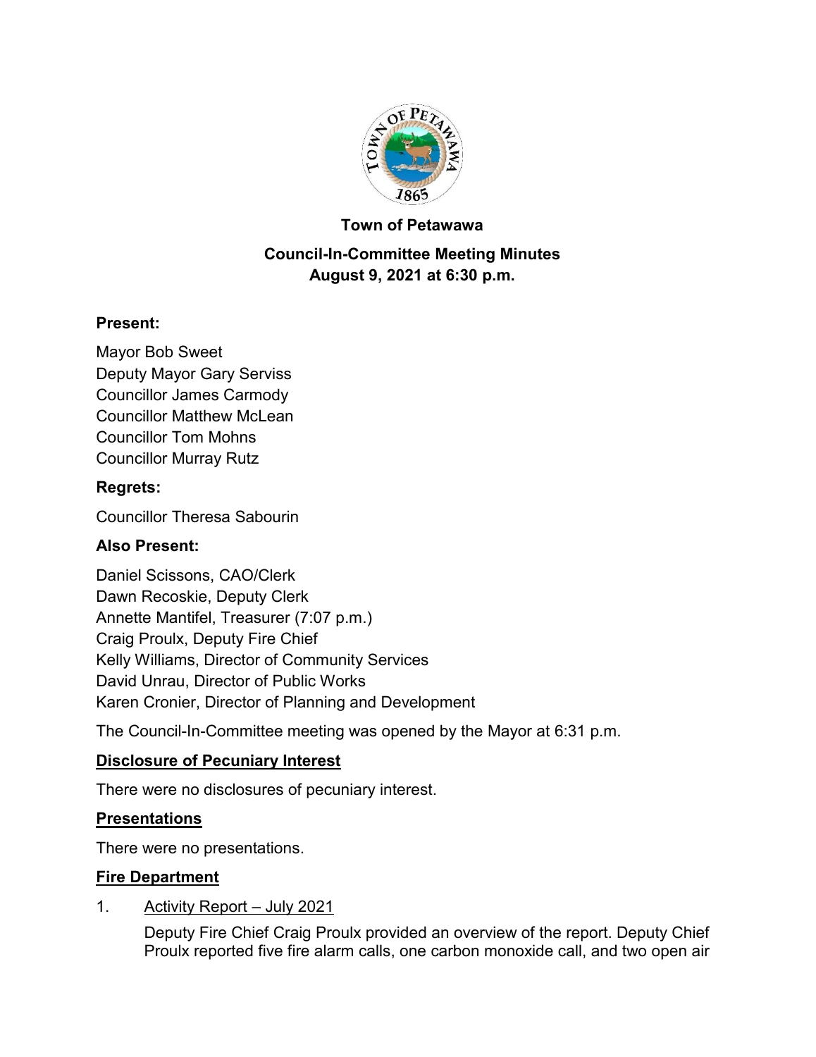**Town of Petawawa**

**Council-In-Committee Meeting Minutes**
**August 9, 2021 at 6:30 p.m.**

### Present:

Mayor Bob Sweet
Deputy Mayor Gary Serviss
Councillor James Carmody
Councillor Matthew McLean
Councillor Tom Mohns
Councillor Murray Rutz

### Regrets:

Councillor Theresa Sabourin

### Also Present:

Daniel Scissons, CAO/Clerk
Dawn Recoskie, Deputy Clerk
Annette Mantifel, Treasurer (7:07 p.m.)
Craig Proulx, Deputy Fire Chief
Kelly Williams, Director of Community Services
David Unrau, Director of Public Works
Karen Cronier, Director of Planning and Development

The Council-In-Committee meeting was opened by the Mayor at 6:31 p.m.

**Disclosure of Pecuniary Interest**

There were no disclosures of pecuniary interest.

**Presentations**

There were no presentations.

**Fire Department**

1. Activity Report – July 2021

   Deputy Fire Chief Craig Proulx provided an overview of the report. Deputy Chief Proulx reported five fire alarm calls, one carbon monoxide call, and two open air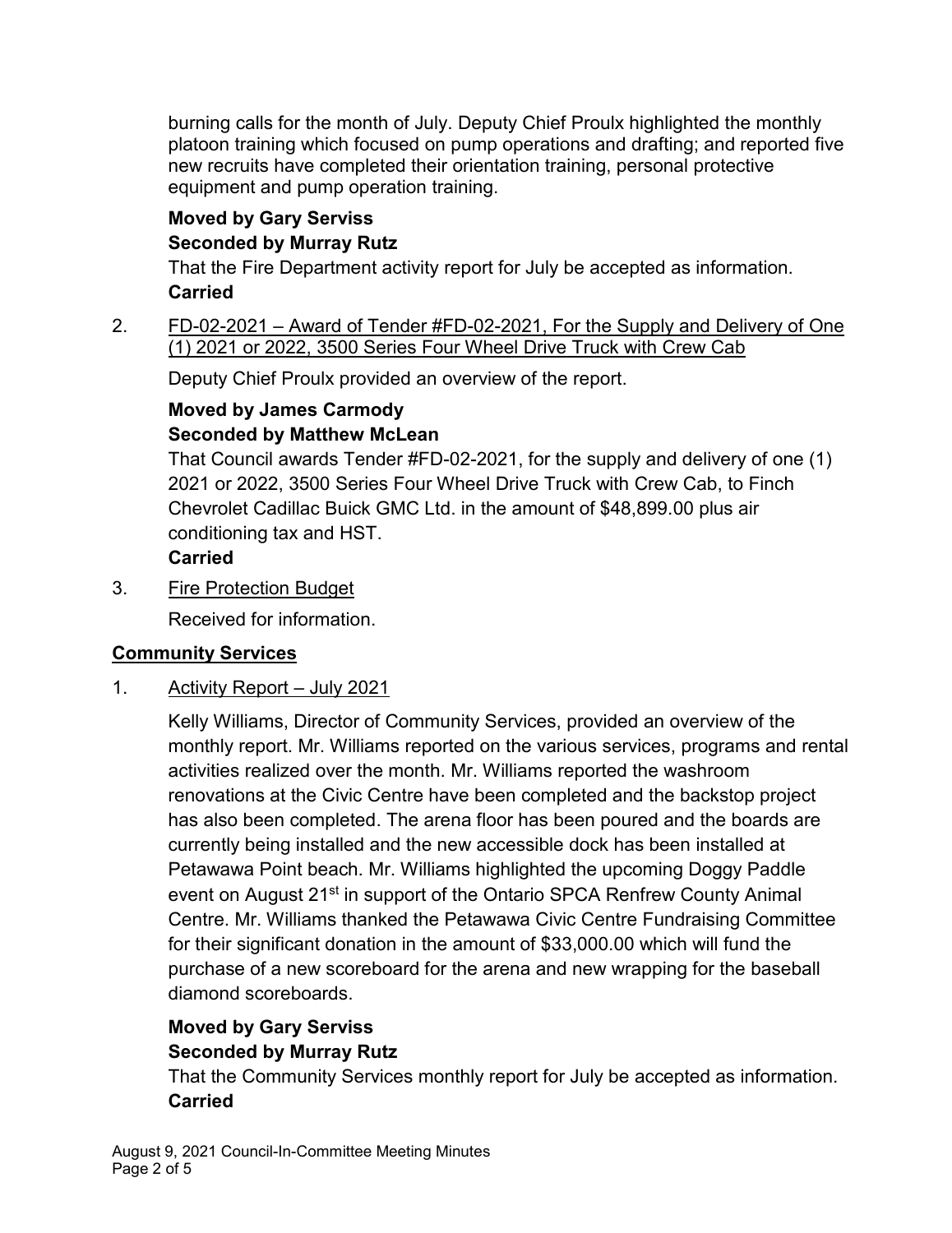burning calls for the month of July. Deputy Chief Proulx highlighted the monthly platoon training which focused on pump operations and drafting; and reported five new recruits have completed their orientation training, personal protective equipment and pump operation training.

**Moved by Gary Serviss**
**Seconded by Murray Rutz**
That the Fire Department activity report for July be accepted as information.
**Carried**

2. FD-02-2021 – Award of Tender #FD-02-2021, For the Supply and Delivery of One (1) 2021 or 2022, 3500 Series Four Wheel Drive Truck with Crew Cab

Deputy Chief Proulx provided an overview of the report.

**Moved by James Carmody**
**Seconded by Matthew McLean**
That Council awards Tender #FD-02-2021, for the supply and delivery of one (1) 2021 or 2022, 3500 Series Four Wheel Drive Truck with Crew Cab, to Finch Chevrolet Cadillac Buick GMC Ltd. in the amount of $48,899.00 plus air conditioning tax and HST.
**Carried**

3. Fire Protection Budget

Received for information.

## Community Services

1. Activity Report – July 2021

Kelly Williams, Director of Community Services, provided an overview of the monthly report. Mr. Williams reported on the various services, programs and rental activities realized over the month. Mr. Williams reported the washroom renovations at the Civic Centre have been completed and the backstop project has also been completed. The arena floor has been poured and the boards are currently being installed and the new accessible dock has been installed at Petawawa Point beach. Mr. Williams highlighted the upcoming Doggy Paddle event on August 21st in support of the Ontario SPCA Renfrew County Animal Centre. Mr. Williams thanked the Petawawa Civic Centre Fundraising Committee for their significant donation in the amount of $33,000.00 which will fund the purchase of a new scoreboard for the arena and new wrapping for the baseball diamond scoreboards.

**Moved by Gary Serviss**
**Seconded by Murray Rutz**
That the Community Services monthly report for July be accepted as information.
**Carried**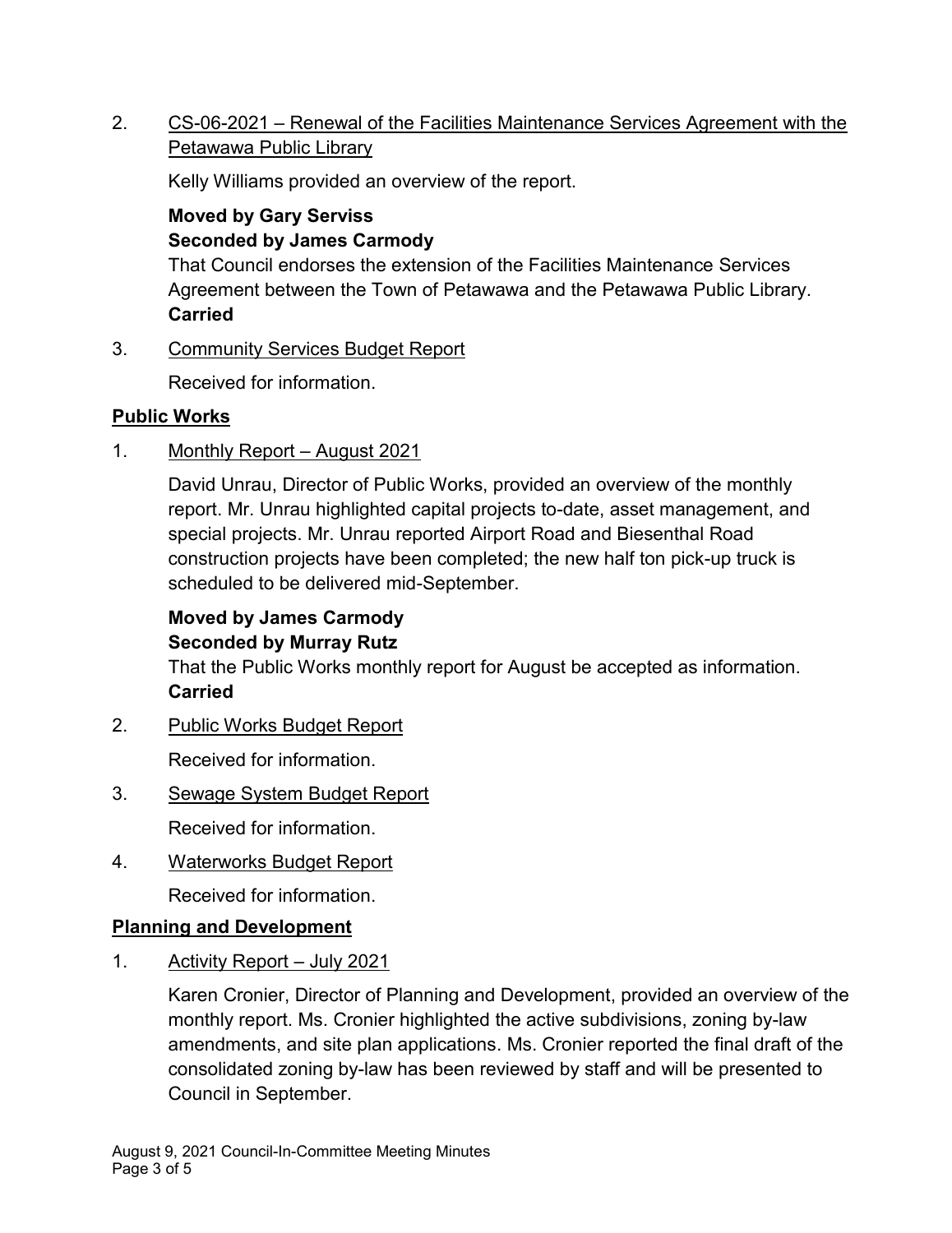2. CS-06-2021 – Renewal of the Facilities Maintenance Services Agreement with the Petawawa Public Library

   Kelly Williams provided an overview of the report.

   **Moved by Gary Serviss**
   **Seconded by James Carmody**
   That Council endorses the extension of the Facilities Maintenance Services Agreement between the Town of Petawawa and the Petawawa Public Library.
   **Carried**

3. Community Services Budget Report

   Received for information.

## Public Works

1. Monthly Report – August 2021

   David Unrau, Director of Public Works, provided an overview of the monthly report. Mr. Unrau highlighted capital projects to-date, asset management, and special projects. Mr. Unrau reported Airport Road and Biesenthal Road construction projects have been completed; the new half ton pick-up truck is scheduled to be delivered mid-September.

   **Moved by James Carmody**
   **Seconded by Murray Rutz**
   That the Public Works monthly report for August be accepted as information.
   **Carried**

2. Public Works Budget Report

   Received for information.

3. Sewage System Budget Report

   Received for information.

4. Waterworks Budget Report

   Received for information.

## Planning and Development

1. Activity Report – July 2021

   Karen Cronier, Director of Planning and Development, provided an overview of the monthly report. Ms. Cronier highlighted the active subdivisions, zoning by-law amendments, and site plan applications. Ms. Cronier reported the final draft of the consolidated zoning by-law has been reviewed by staff and will be presented to Council in September.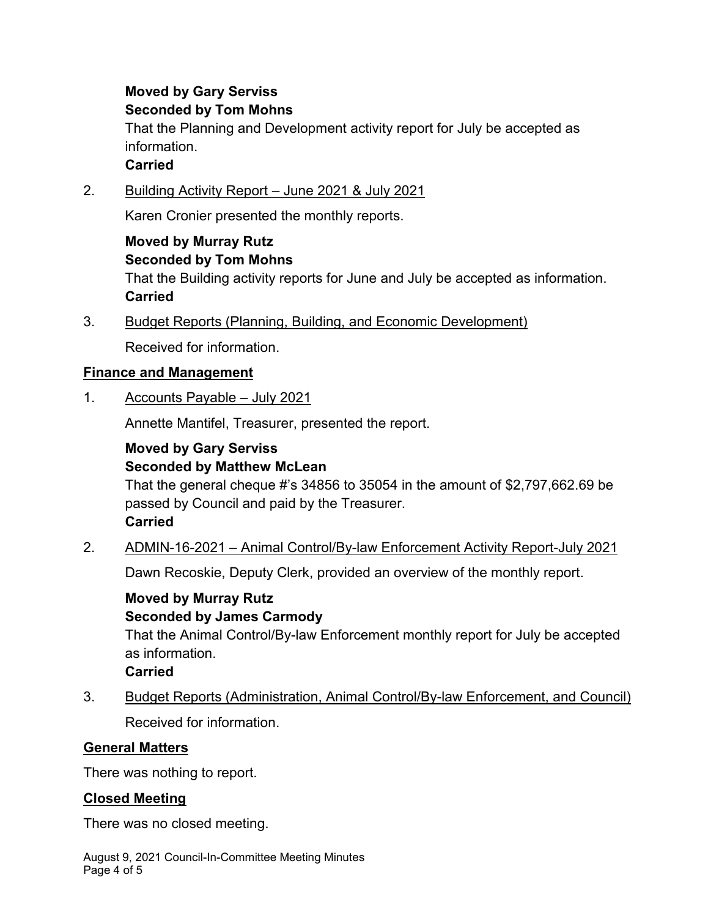**Moved by Gary Serviss**
**Seconded by Tom Mohns**
That the Planning and Development activity report for July be accepted as information.
**Carried**

2. Building Activity Report – June 2021 & July 2021

   Karen Cronier presented the monthly reports.

   **Moved by Murray Rutz**
   **Seconded by Tom Mohns**
   That the Building activity reports for June and July be accepted as information.
   **Carried**

3. Budget Reports (Planning, Building, and Economic Development)

   Received for information.

## Finance and Management

1. Accounts Payable – July 2021

   Annette Mantifel, Treasurer, presented the report.

   **Moved by Gary Serviss**
   **Seconded by Matthew McLean**
   That the general cheque #'s 34856 to 35054 in the amount of $2,797,662.69 be passed by Council and paid by the Treasurer.
   **Carried**

2. ADMIN-16-2021 – Animal Control/By-law Enforcement Activity Report-July 2021

   Dawn Recoskie, Deputy Clerk, provided an overview of the monthly report.

   **Moved by Murray Rutz**
   **Seconded by James Carmody**
   That the Animal Control/By-law Enforcement monthly report for July be accepted as information.
   **Carried**

3. Budget Reports (Administration, Animal Control/By-law Enforcement, and Council)

   Received for information.

## General Matters

There was nothing to report.

## Closed Meeting

There was no closed meeting.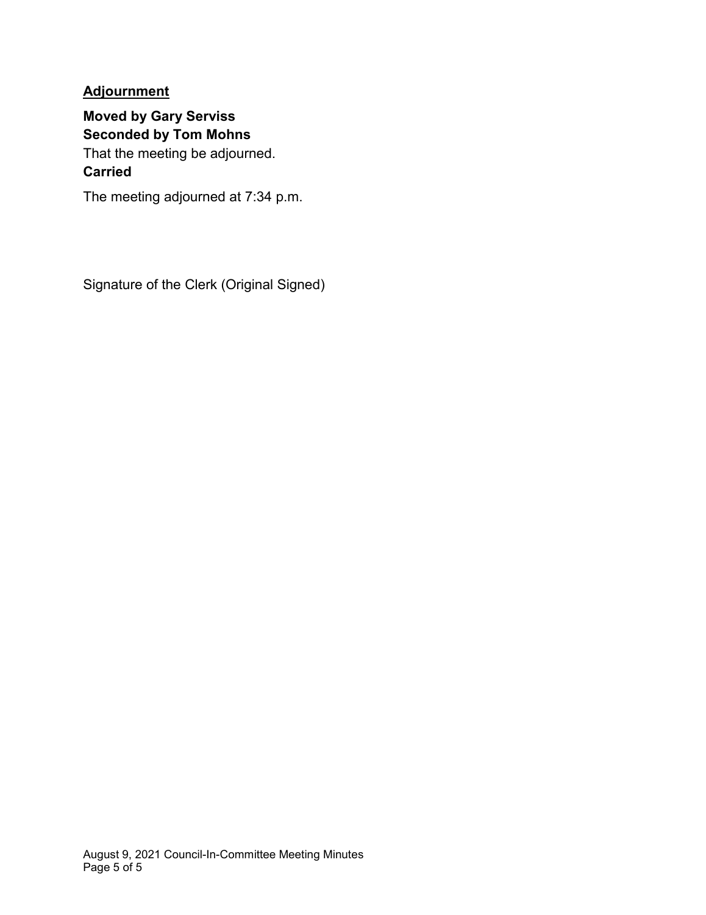## Adjournment

**Moved by Gary Serviss**
**Seconded by Tom Mohns**
That the meeting be adjourned.
**Carried**

The meeting adjourned at 7:34 p.m.

Signature of the Clerk (Original Signed)